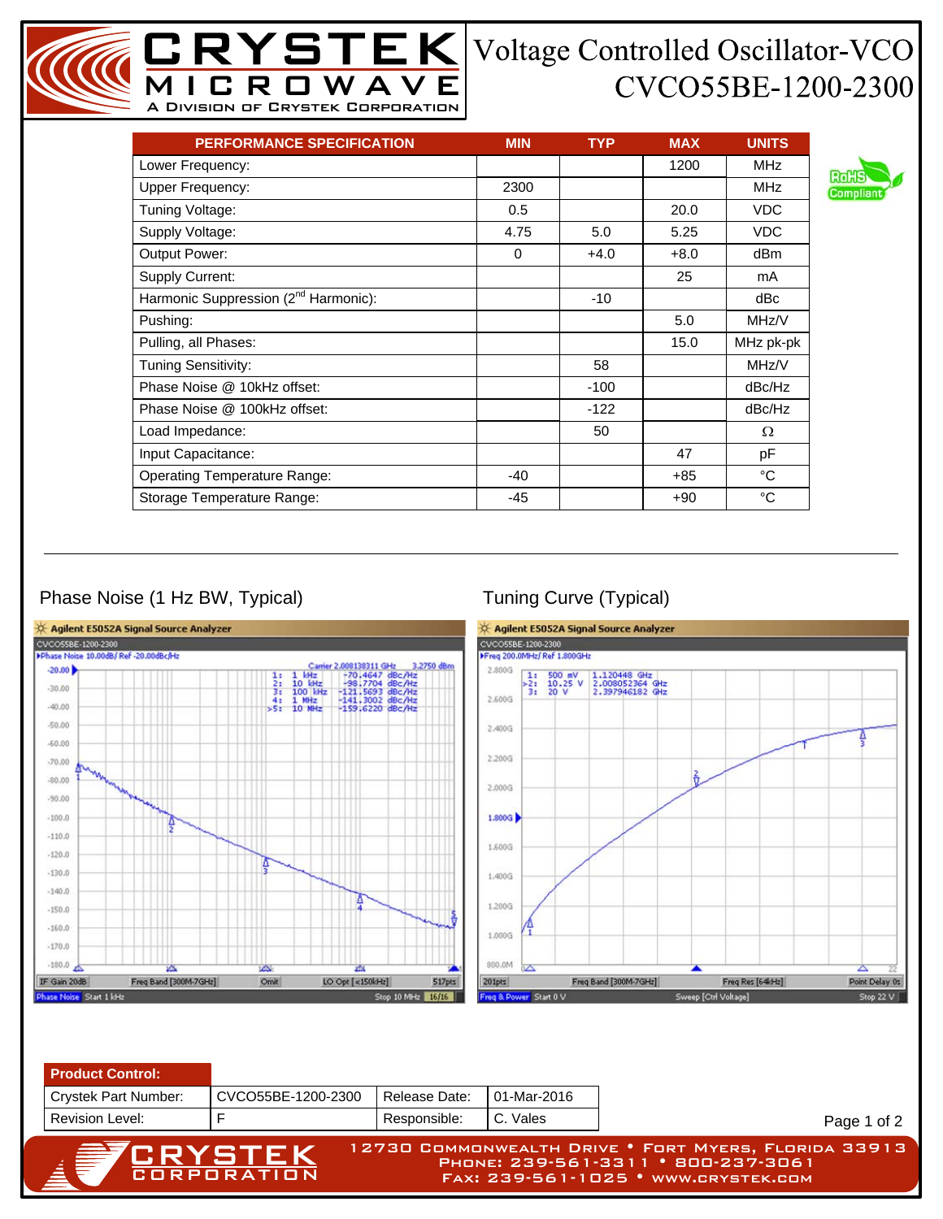# Voltage Controlled Oscillator-VCO
## CVCO55BE-1200-2300

CRYSTEK MICROWAVE — A Division of Crystek Corporation

RoHS Compliant

| PERFORMANCE SPECIFICATION | MIN | TYP | MAX | UNITS |
|---|---|---|---|---|
| Lower Frequency: | | | 1200 | MHz |
| Upper Frequency: | 2300 | | | MHz |
| Tuning Voltage: | 0.5 | | 20.0 | VDC |
| Supply Voltage: | 4.75 | 5.0 | 5.25 | VDC |
| Output Power: | 0 | +4.0 | +8.0 | dBm |
| Supply Current: | | | 25 | mA |
| Harmonic Suppression (2nd Harmonic): | | -10 | | dBc |
| Pushing: | | | 5.0 | MHz/V |
| Pulling, all Phases: | | | 15.0 | MHz pk-pk |
| Tuning Sensitivity: | | 58 | | MHz/V |
| Phase Noise @ 10kHz offset: | | -100 | | dBc/Hz |
| Phase Noise @ 100kHz offset: | | -122 | | dBc/Hz |
| Load Impedance: | | 50 | | Ω |
| Input Capacitance: | | | 47 | pF |
| Operating Temperature Range: | -40 | | +85 | °C |
| Storage Temperature Range: | -45 | | +90 | °C |

## Phase Noise (1 Hz BW, Typical)

Agilent E5052A Signal Source Analyzer

CVCO55BE-1200-2300

Phase Noise 10.00dB/ Ref -20.00dBc/Hz

Carrier 2.008138311 GHz 3.2750 dBm

| Marker | Offset | Phase Noise |
|---|---|---|
| 1: | 1 kHz | -70.4647 dBc/Hz |
| 2: | 10 kHz | -98.7704 dBc/Hz |
| 3: | 100 kHz | -121.5693 dBc/Hz |
| 4: | 1 MHz | -141.3002 dBc/Hz |
| >5: | 10 MHz | -159.6220 dBc/Hz |

IF Gain 20dB | Freq Band [300M-7GHz] | Omit | LO Opt [<150kHz] | 517pts

Phase Noise Start 1 kHz | Stop 10 MHz | 16/16

## Tuning Curve (Typical)

Agilent E5052A Signal Source Analyzer

CVCO55BE-1200-2300

Freq 200.0MHz/ Ref 1.800GHz

| Marker | Voltage | Frequency |
|---|---|---|
| 1: | 500 mV | 1.120448 GHz |
| >2: | 10.25 V | 2.008052364 GHz |
| 3: | 20 V | 2.397946182 GHz |

201pts | Freq Band [300M-7GHz] | Freq Res [64kHz] | Point Delay 0s

Freq & Power Start 0 V | Sweep [Ctrl Voltage] | Stop 22 V

| Product Control: | | | |
|---|---|---|---|
| Crystek Part Number: | CVCO55BE-1200-2300 | Release Date: | 01-Mar-2016 |
| Revision Level: | F | Responsible: | C. Vales |

CRYSTEK CORPORATION — 12730 Commonwealth Drive • Fort Myers, Florida 33913 — Phone: 239-561-3311 • 800-237-3061 — Fax: 239-561-1025 • www.crystek.com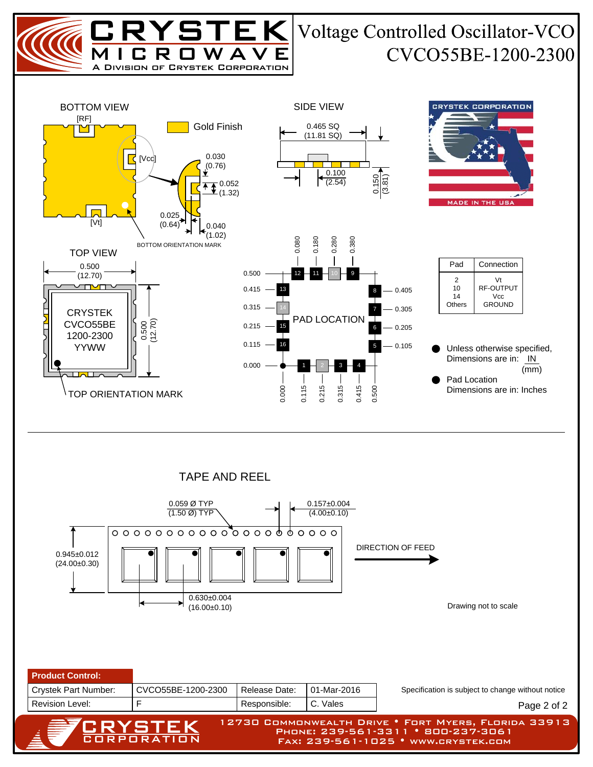# Voltage Controlled Oscillator-VCO
# CVCO55BE-1200-2300

CRYSTEK MICROWAVE
A Division of Crystek Corporation

BOTTOM VIEW

[RF]
[Vcc]
[Vt]

Gold Finish

0.030 (0.76)
0.052 (1.32)
0.025 (0.64)
0.040 (1.02)

BOTTOM ORIENTATION MARK

SIDE VIEW

0.465 SQ (11.81 SQ)
0.100 (2.54)
0.150 (3.81)

CRYSTEK CORPORATION
MADE IN THE USA

TOP VIEW

0.500 (12.70)
0.500 (12.70)

CRYSTEK
CVCO55BE
1200-2300
YYWW

TOP ORIENTATION MARK

PAD LOCATION

0.080 0.180 0.280 0.380

0.500 0.415 0.315 0.215 0.115 0.000

0.405 0.305 0.205 0.105

0.000 0.115 0.215 0.315 0.415 0.500

| Pad | Connection |
|---|---|
| 2 | Vt |
| 10 | RF-OUTPUT |
| 14 | Vcc |
| Others | GROUND |

- Unless otherwise specified, Dimensions are in: IN (mm)
- Pad Location Dimensions are in: Inches

## TAPE AND REEL

0.059 Ø TYP (1.50 Ø) TYP

0.157±0.004 (4.00±0.10)

0.945±0.012 (24.00±0.30)

0.630±0.004 (16.00±0.10)

DIRECTION OF FEED

Drawing not to scale

| Product Control: | | | |
|---|---|---|---|
| Crystek Part Number: | CVCO55BE-1200-2300 | Release Date: | 01-Mar-2016 |
| Revision Level: | F | Responsible: | C. Vales |

Specification is subject to change without notice

CRYSTEK CORPORATION
12730 Commonwealth Drive • Fort Myers, Florida 33913
Phone: 239-561-3311 • 800-237-3061
Fax: 239-561-1025 • www.crystek.com